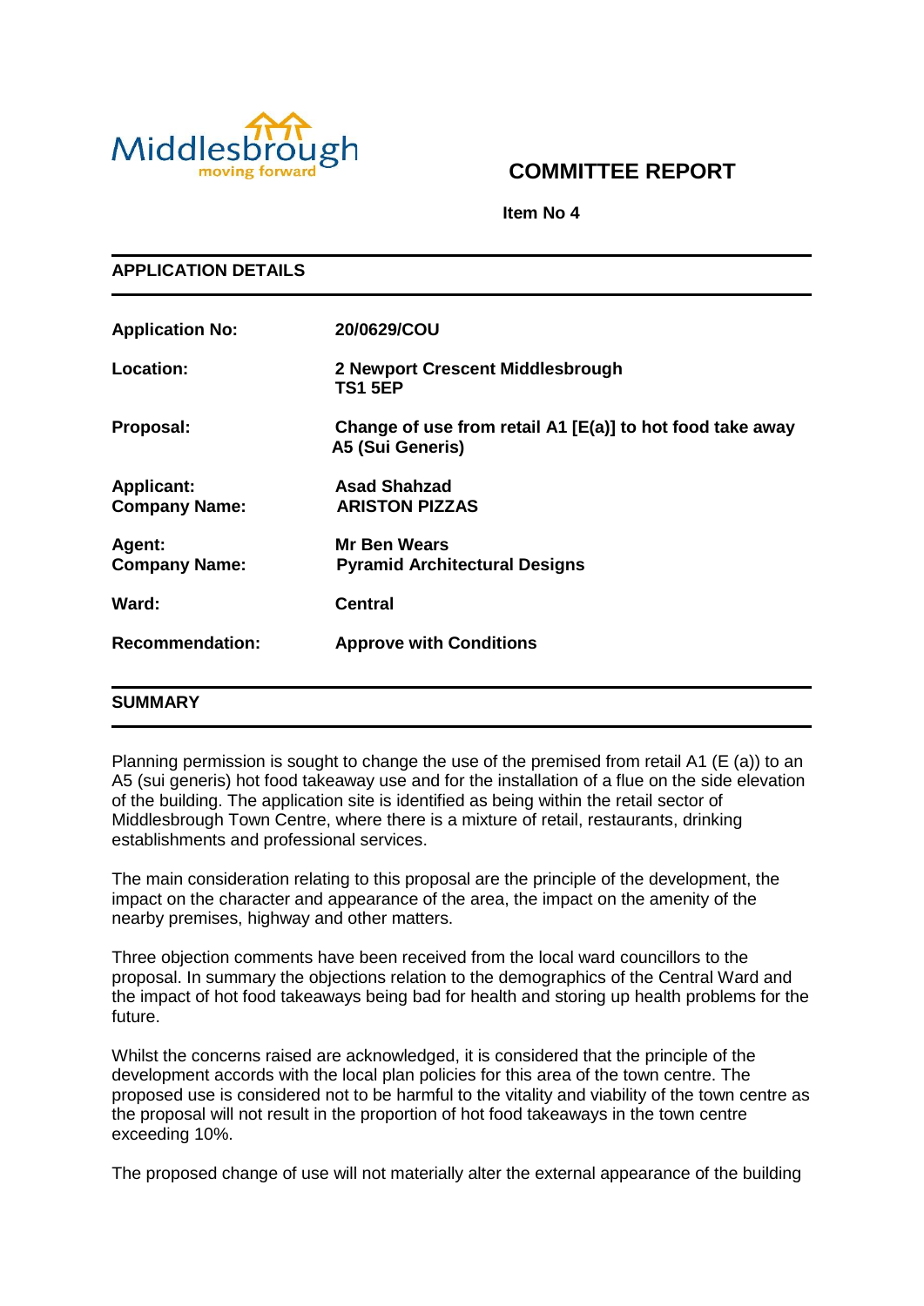# COMMITTEE REPORT

**Item No 4**

## APPLICATION DETAILS

| | |
|---|---|
| **Application No:** | **20/0629/COU** |
| **Location:** | **2 Newport Crescent Middlesbrough TS1 5EP** |
| **Proposal:** | **Change of use from retail A1 [E(a)] to hot food take away A5 (Sui Generis)** |
| **Applicant:** | **Asad Shahzad** |
| **Company Name:** | **ARISTON PIZZAS** |
| **Agent:** | **Mr Ben Wears** |
| **Company Name:** | **Pyramid Architectural Designs** |
| **Ward:** | **Central** |
| **Recommendation:** | **Approve with Conditions** |

## SUMMARY

Planning permission is sought to change the use of the premised from retail A1 (E (a)) to an A5 (sui generis) hot food takeaway use and for the installation of a flue on the side elevation of the building. The application site is identified as being within the retail sector of Middlesbrough Town Centre, where there is a mixture of retail, restaurants, drinking establishments and professional services.

The main consideration relating to this proposal are the principle of the development, the impact on the character and appearance of the area, the impact on the amenity of the nearby premises, highway and other matters.

Three objection comments have been received from the local ward councillors to the proposal. In summary the objections relation to the demographics of the Central Ward and the impact of hot food takeaways being bad for health and storing up health problems for the future.

Whilst the concerns raised are acknowledged, it is considered that the principle of the development accords with the local plan policies for this area of the town centre. The proposed use is considered not to be harmful to the vitality and viability of the town centre as the proposal will not result in the proportion of hot food takeaways in the town centre exceeding 10%.

The proposed change of use will not materially alter the external appearance of the building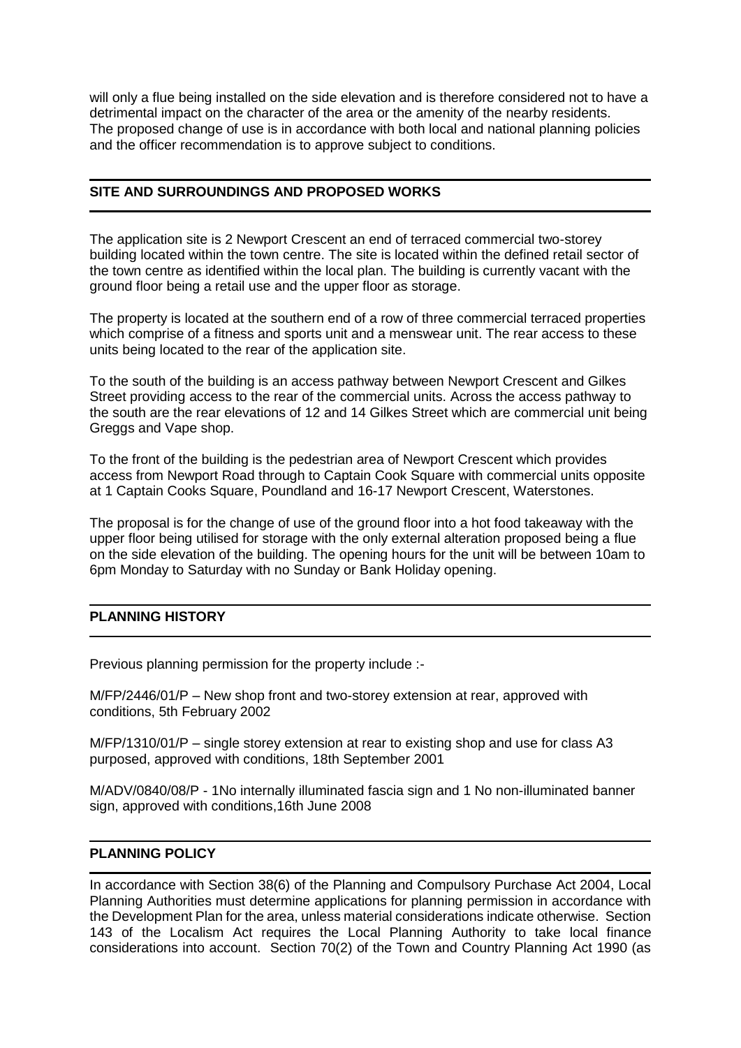will only a flue being installed on the side elevation and is therefore considered not to have a detrimental impact on the character of the area or the amenity of the nearby residents. The proposed change of use is in accordance with both local and national planning policies and the officer recommendation is to approve subject to conditions.

## SITE AND SURROUNDINGS AND PROPOSED WORKS

The application site is 2 Newport Crescent an end of terraced commercial two-storey building located within the town centre. The site is located within the defined retail sector of the town centre as identified within the local plan. The building is currently vacant with the ground floor being a retail use and the upper floor as storage.

The property is located at the southern end of a row of three commercial terraced properties which comprise of a fitness and sports unit and a menswear unit. The rear access to these units being located to the rear of the application site.

To the south of the building is an access pathway between Newport Crescent and Gilkes Street providing access to the rear of the commercial units. Across the access pathway to the south are the rear elevations of 12 and 14 Gilkes Street which are commercial unit being Greggs and Vape shop.

To the front of the building is the pedestrian area of Newport Crescent which provides access from Newport Road through to Captain Cook Square with commercial units opposite at 1 Captain Cooks Square, Poundland and 16-17 Newport Crescent, Waterstones.

The proposal is for the change of use of the ground floor into a hot food takeaway with the upper floor being utilised for storage with the only external alteration proposed being a flue on the side elevation of the building. The opening hours for the unit will be between 10am to 6pm Monday to Saturday with no Sunday or Bank Holiday opening.

## PLANNING HISTORY

Previous planning permission for the property include :-

M/FP/2446/01/P – New shop front and two-storey extension at rear, approved with conditions, 5th February 2002

M/FP/1310/01/P – single storey extension at rear to existing shop and use for class A3 purposed, approved with conditions, 18th September 2001

M/ADV/0840/08/P - 1No internally illuminated fascia sign and 1 No non-illuminated banner sign, approved with conditions,16th June 2008

## PLANNING POLICY

In accordance with Section 38(6) of the Planning and Compulsory Purchase Act 2004, Local Planning Authorities must determine applications for planning permission in accordance with the Development Plan for the area, unless material considerations indicate otherwise. Section 143 of the Localism Act requires the Local Planning Authority to take local finance considerations into account. Section 70(2) of the Town and Country Planning Act 1990 (as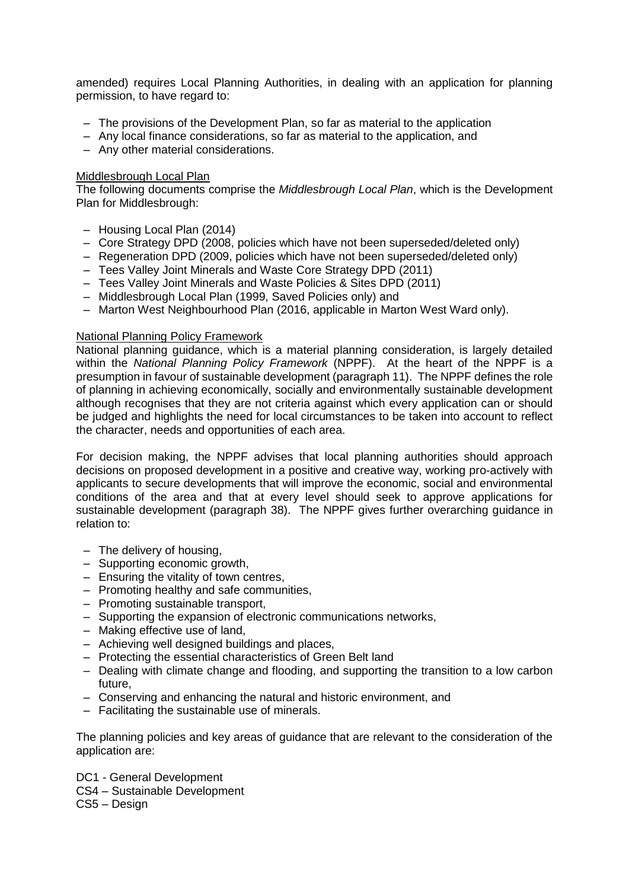amended) requires Local Planning Authorities, in dealing with an application for planning permission, to have regard to:

- The provisions of the Development Plan, so far as material to the application
- Any local finance considerations, so far as material to the application, and
- Any other material considerations.

<u>Middlesbrough Local Plan</u>

The following documents comprise the *Middlesbrough Local Plan*, which is the Development Plan for Middlesbrough:

- Housing Local Plan (2014)
- Core Strategy DPD (2008, policies which have not been superseded/deleted only)
- Regeneration DPD (2009, policies which have not been superseded/deleted only)
- Tees Valley Joint Minerals and Waste Core Strategy DPD (2011)
- Tees Valley Joint Minerals and Waste Policies & Sites DPD (2011)
- Middlesbrough Local Plan (1999, Saved Policies only) and
- Marton West Neighbourhood Plan (2016, applicable in Marton West Ward only).

<u>National Planning Policy Framework</u>

National planning guidance, which is a material planning consideration, is largely detailed within the *National Planning Policy Framework* (NPPF). At the heart of the NPPF is a presumption in favour of sustainable development (paragraph 11). The NPPF defines the role of planning in achieving economically, socially and environmentally sustainable development although recognises that they are not criteria against which every application can or should be judged and highlights the need for local circumstances to be taken into account to reflect the character, needs and opportunities of each area.

For decision making, the NPPF advises that local planning authorities should approach decisions on proposed development in a positive and creative way, working pro-actively with applicants to secure developments that will improve the economic, social and environmental conditions of the area and that at every level should seek to approve applications for sustainable development (paragraph 38). The NPPF gives further overarching guidance in relation to:

- The delivery of housing,
- Supporting economic growth,
- Ensuring the vitality of town centres,
- Promoting healthy and safe communities,
- Promoting sustainable transport,
- Supporting the expansion of electronic communications networks,
- Making effective use of land,
- Achieving well designed buildings and places,
- Protecting the essential characteristics of Green Belt land
- Dealing with climate change and flooding, and supporting the transition to a low carbon future,
- Conserving and enhancing the natural and historic environment, and
- Facilitating the sustainable use of minerals.

The planning policies and key areas of guidance that are relevant to the consideration of the application are:

DC1 - General Development
CS4 – Sustainable Development
CS5 – Design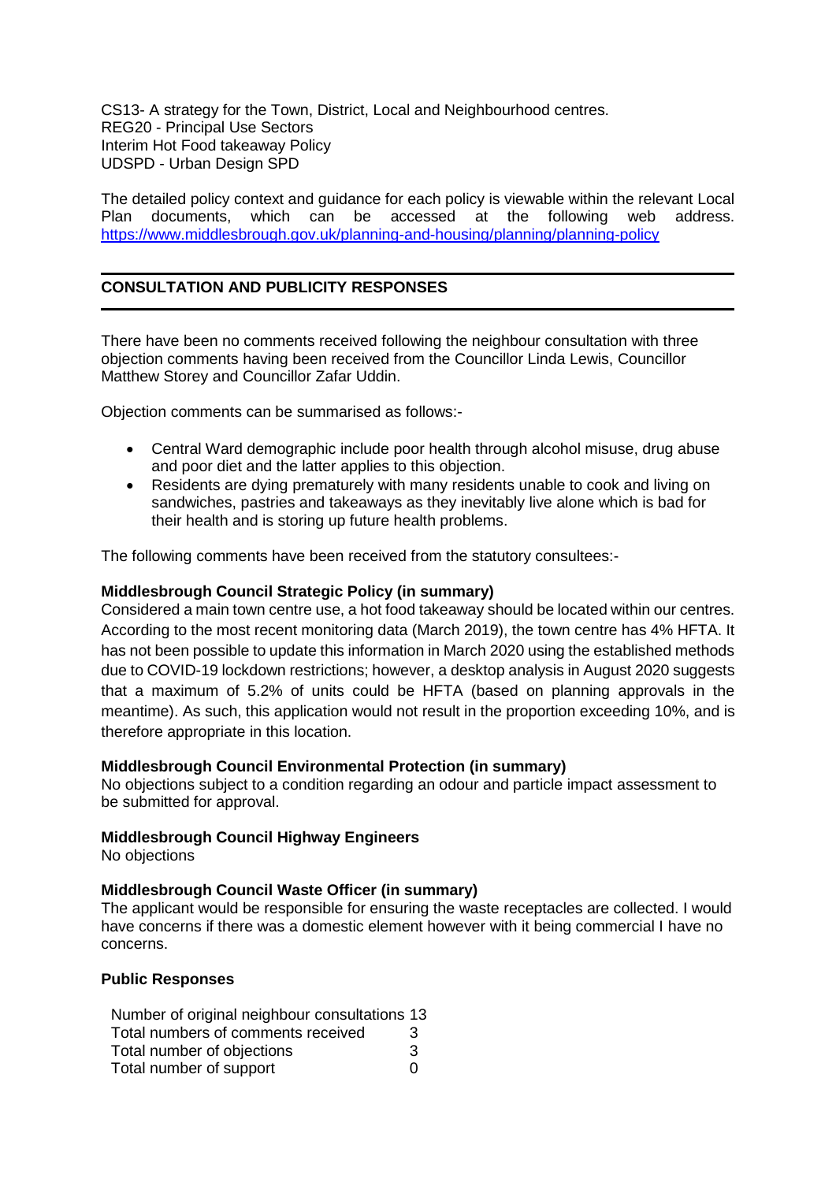CS13- A strategy for the Town, District, Local and Neighbourhood centres.
REG20 - Principal Use Sectors
Interim Hot Food takeaway Policy
UDSPD - Urban Design SPD

The detailed policy context and guidance for each policy is viewable within the relevant Local Plan documents, which can be accessed at the following web address. https://www.middlesbrough.gov.uk/planning-and-housing/planning/planning-policy

## CONSULTATION AND PUBLICITY RESPONSES

There have been no comments received following the neighbour consultation with three objection comments having been received from the Councillor Linda Lewis, Councillor Matthew Storey and Councillor Zafar Uddin.

Objection comments can be summarised as follows:-

- Central Ward demographic include poor health through alcohol misuse, drug abuse and poor diet and the latter applies to this objection.
- Residents are dying prematurely with many residents unable to cook and living on sandwiches, pastries and takeaways as they inevitably live alone which is bad for their health and is storing up future health problems.

The following comments have been received from the statutory consultees:-

**Middlesbrough Council Strategic Policy (in summary)**
Considered a main town centre use, a hot food takeaway should be located within our centres. According to the most recent monitoring data (March 2019), the town centre has 4% HFTA. It has not been possible to update this information in March 2020 using the established methods due to COVID-19 lockdown restrictions; however, a desktop analysis in August 2020 suggests that a maximum of 5.2% of units could be HFTA (based on planning approvals in the meantime). As such, this application would not result in the proportion exceeding 10%, and is therefore appropriate in this location.

**Middlesbrough Council Environmental Protection (in summary)**
No objections subject to a condition regarding an odour and particle impact assessment to be submitted for approval.

**Middlesbrough Council Highway Engineers**
No objections

**Middlesbrough Council Waste Officer (in summary)**
The applicant would be responsible for ensuring the waste receptacles are collected. I would have concerns if there was a domestic element however with it being commercial I have no concerns.

**Public Responses**

| | |
|---|---|
| Number of original neighbour consultations | 13 |
| Total numbers of comments received | 3 |
| Total number of objections | 3 |
| Total number of support | 0 |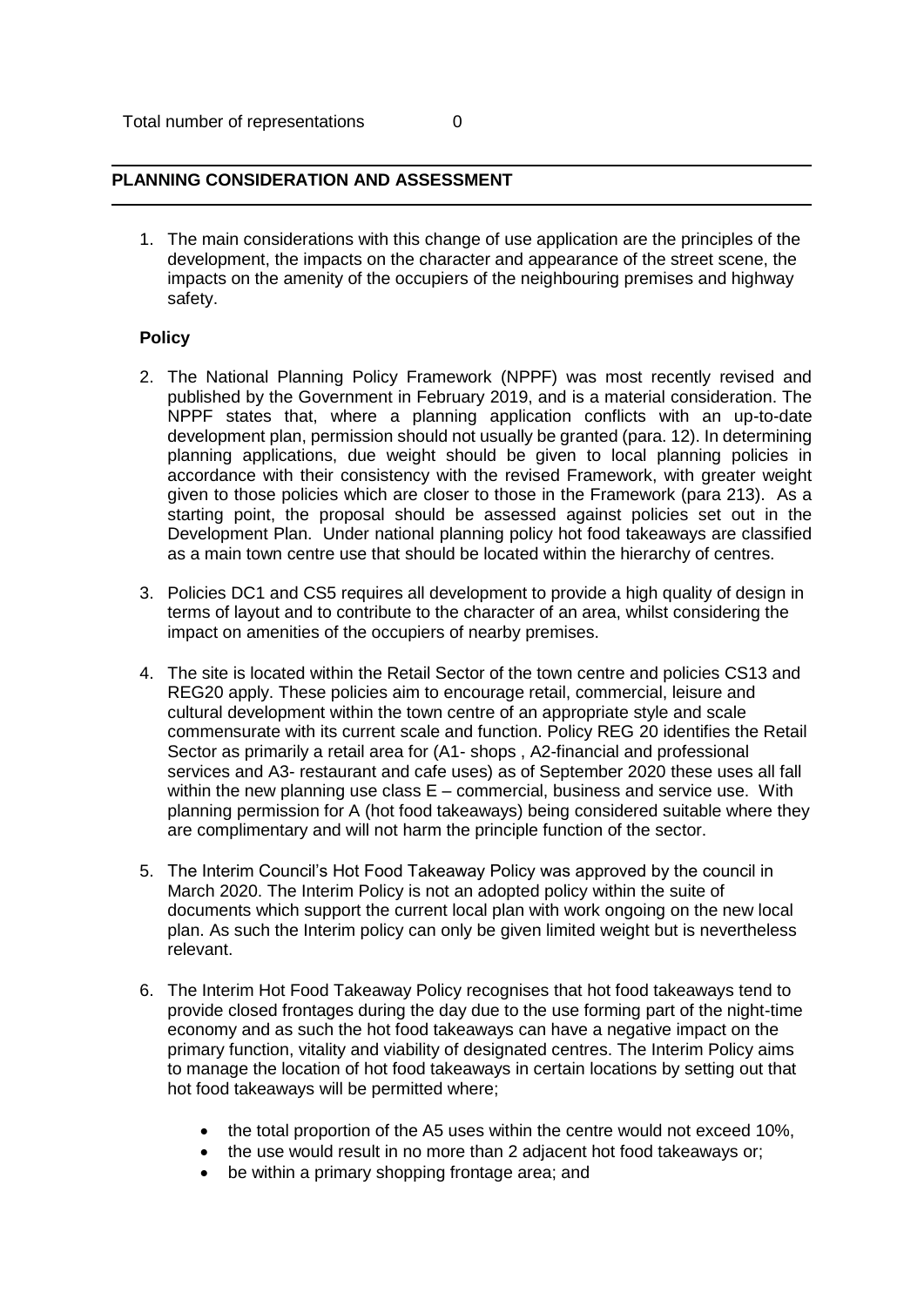Total number of representations 0

## PLANNING CONSIDERATION AND ASSESSMENT

1. The main considerations with this change of use application are the principles of the development, the impacts on the character and appearance of the street scene, the impacts on the amenity of the occupiers of the neighbouring premises and highway safety.

**Policy**

2. The National Planning Policy Framework (NPPF) was most recently revised and published by the Government in February 2019, and is a material consideration. The NPPF states that, where a planning application conflicts with an up-to-date development plan, permission should not usually be granted (para. 12). In determining planning applications, due weight should be given to local planning policies in accordance with their consistency with the revised Framework, with greater weight given to those policies which are closer to those in the Framework (para 213). As a starting point, the proposal should be assessed against policies set out in the Development Plan. Under national planning policy hot food takeaways are classified as a main town centre use that should be located within the hierarchy of centres.

3. Policies DC1 and CS5 requires all development to provide a high quality of design in terms of layout and to contribute to the character of an area, whilst considering the impact on amenities of the occupiers of nearby premises.

4. The site is located within the Retail Sector of the town centre and policies CS13 and REG20 apply. These policies aim to encourage retail, commercial, leisure and cultural development within the town centre of an appropriate style and scale commensurate with its current scale and function. Policy REG 20 identifies the Retail Sector as primarily a retail area for (A1- shops , A2-financial and professional services and A3- restaurant and cafe uses) as of September 2020 these uses all fall within the new planning use class E – commercial, business and service use. With planning permission for A (hot food takeaways) being considered suitable where they are complimentary and will not harm the principle function of the sector.

5. The Interim Council's Hot Food Takeaway Policy was approved by the council in March 2020. The Interim Policy is not an adopted policy within the suite of documents which support the current local plan with work ongoing on the new local plan. As such the Interim policy can only be given limited weight but is nevertheless relevant.

6. The Interim Hot Food Takeaway Policy recognises that hot food takeaways tend to provide closed frontages during the day due to the use forming part of the night-time economy and as such the hot food takeaways can have a negative impact on the primary function, vitality and viability of designated centres. The Interim Policy aims to manage the location of hot food takeaways in certain locations by setting out that hot food takeaways will be permitted where;

   - the total proportion of the A5 uses within the centre would not exceed 10%,
   - the use would result in no more than 2 adjacent hot food takeaways or;
   - be within a primary shopping frontage area; and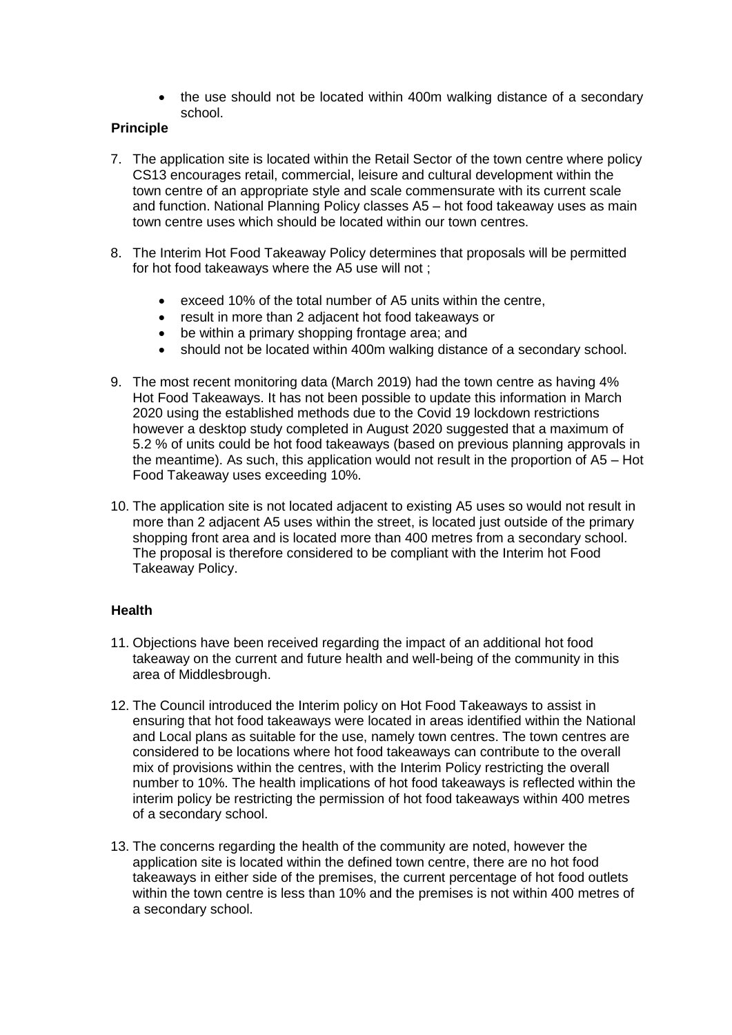- the use should not be located within 400m walking distance of a secondary school.

**Principle**

7. The application site is located within the Retail Sector of the town centre where policy CS13 encourages retail, commercial, leisure and cultural development within the town centre of an appropriate style and scale commensurate with its current scale and function. National Planning Policy classes A5 – hot food takeaway uses as main town centre uses which should be located within our town centres.

8. The Interim Hot Food Takeaway Policy determines that proposals will be permitted for hot food takeaways where the A5 use will not ;

   - exceed 10% of the total number of A5 units within the centre,
   - result in more than 2 adjacent hot food takeaways or
   - be within a primary shopping frontage area; and
   - should not be located within 400m walking distance of a secondary school.

9. The most recent monitoring data (March 2019) had the town centre as having 4% Hot Food Takeaways. It has not been possible to update this information in March 2020 using the established methods due to the Covid 19 lockdown restrictions however a desktop study completed in August 2020 suggested that a maximum of 5.2 % of units could be hot food takeaways (based on previous planning approvals in the meantime). As such, this application would not result in the proportion of A5 – Hot Food Takeaway uses exceeding 10%.

10. The application site is not located adjacent to existing A5 uses so would not result in more than 2 adjacent A5 uses within the street, is located just outside of the primary shopping front area and is located more than 400 metres from a secondary school. The proposal is therefore considered to be compliant with the Interim hot Food Takeaway Policy.

**Health**

11. Objections have been received regarding the impact of an additional hot food takeaway on the current and future health and well-being of the community in this area of Middlesbrough.

12. The Council introduced the Interim policy on Hot Food Takeaways to assist in ensuring that hot food takeaways were located in areas identified within the National and Local plans as suitable for the use, namely town centres. The town centres are considered to be locations where hot food takeaways can contribute to the overall mix of provisions within the centres, with the Interim Policy restricting the overall number to 10%. The health implications of hot food takeaways is reflected within the interim policy be restricting the permission of hot food takeaways within 400 metres of a secondary school.

13. The concerns regarding the health of the community are noted, however the application site is located within the defined town centre, there are no hot food takeaways in either side of the premises, the current percentage of hot food outlets within the town centre is less than 10% and the premises is not within 400 metres of a secondary school.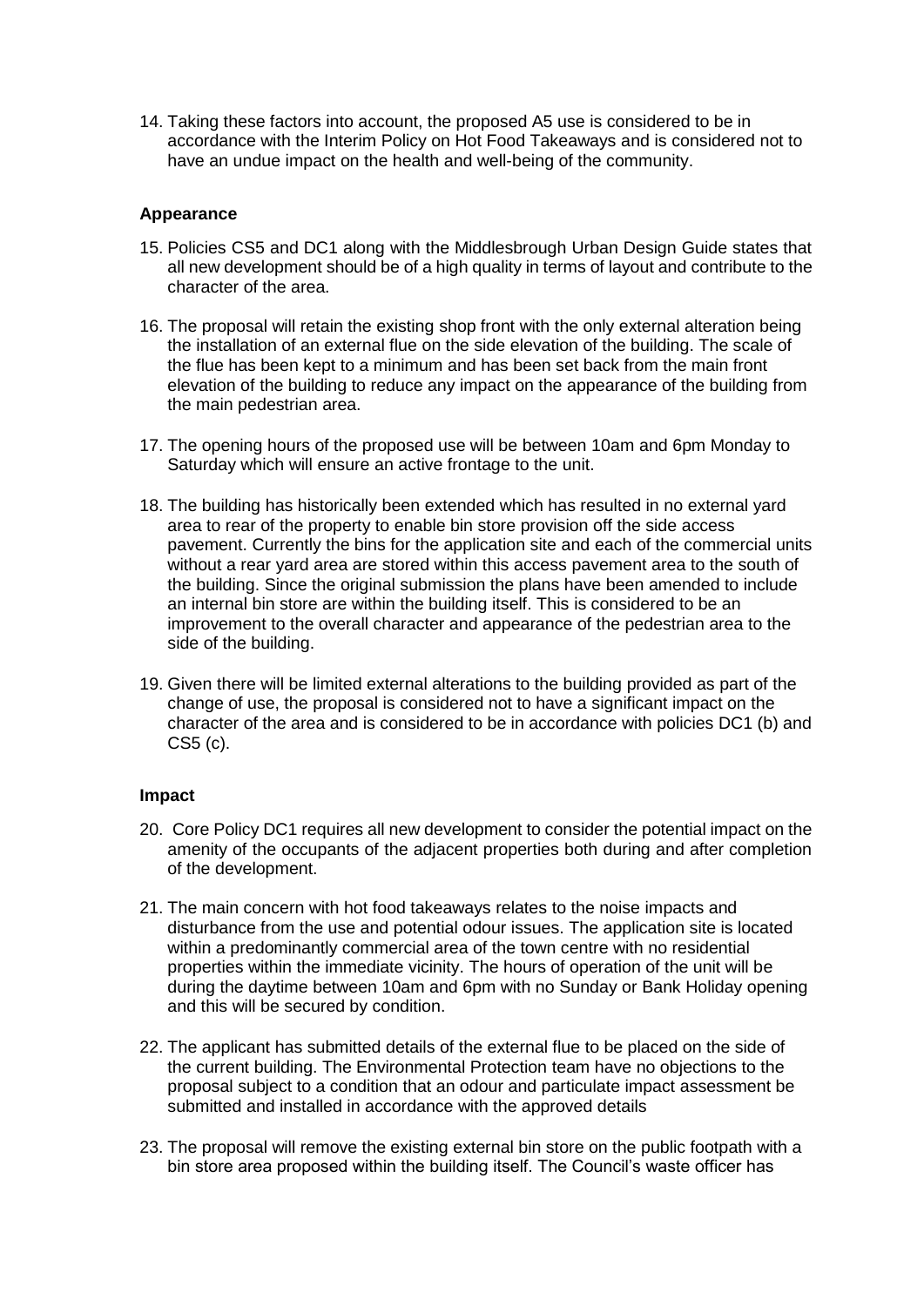14. Taking these factors into account, the proposed A5 use is considered to be in accordance with the Interim Policy on Hot Food Takeaways and is considered not to have an undue impact on the health and well-being of the community.

**Appearance**

15. Policies CS5 and DC1 along with the Middlesbrough Urban Design Guide states that all new development should be of a high quality in terms of layout and contribute to the character of the area.

16. The proposal will retain the existing shop front with the only external alteration being the installation of an external flue on the side elevation of the building. The scale of the flue has been kept to a minimum and has been set back from the main front elevation of the building to reduce any impact on the appearance of the building from the main pedestrian area.

17. The opening hours of the proposed use will be between 10am and 6pm Monday to Saturday which will ensure an active frontage to the unit.

18. The building has historically been extended which has resulted in no external yard area to rear of the property to enable bin store provision off the side access pavement. Currently the bins for the application site and each of the commercial units without a rear yard area are stored within this access pavement area to the south of the building. Since the original submission the plans have been amended to include an internal bin store are within the building itself. This is considered to be an improvement to the overall character and appearance of the pedestrian area to the side of the building.

19. Given there will be limited external alterations to the building provided as part of the change of use, the proposal is considered not to have a significant impact on the character of the area and is considered to be in accordance with policies DC1 (b) and CS5 (c).

**Impact**

20. Core Policy DC1 requires all new development to consider the potential impact on the amenity of the occupants of the adjacent properties both during and after completion of the development.

21. The main concern with hot food takeaways relates to the noise impacts and disturbance from the use and potential odour issues. The application site is located within a predominantly commercial area of the town centre with no residential properties within the immediate vicinity. The hours of operation of the unit will be during the daytime between 10am and 6pm with no Sunday or Bank Holiday opening and this will be secured by condition.

22. The applicant has submitted details of the external flue to be placed on the side of the current building. The Environmental Protection team have no objections to the proposal subject to a condition that an odour and particulate impact assessment be submitted and installed in accordance with the approved details

23. The proposal will remove the existing external bin store on the public footpath with a bin store area proposed within the building itself. The Council's waste officer has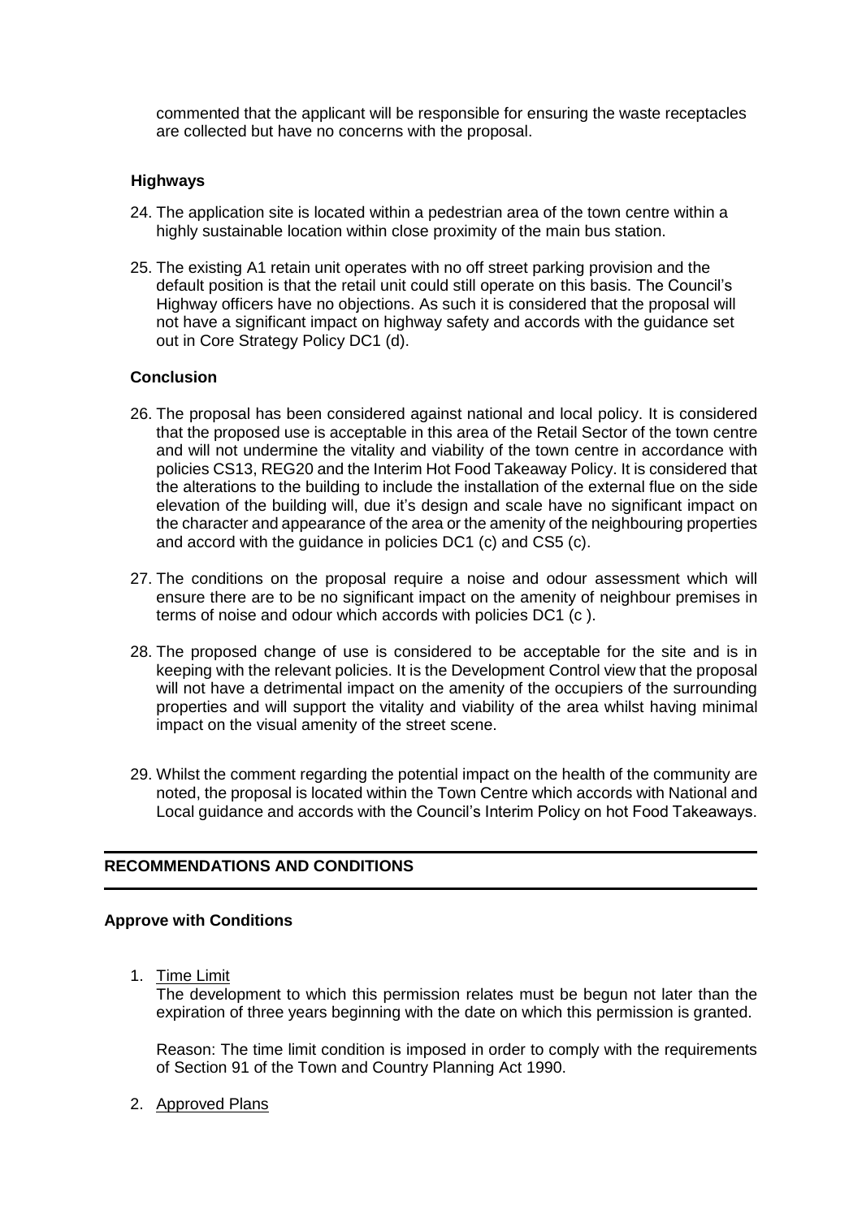commented that the applicant will be responsible for ensuring the waste receptacles are collected but have no concerns with the proposal.

**Highways**

24. The application site is located within a pedestrian area of the town centre within a highly sustainable location within close proximity of the main bus station.

25. The existing A1 retain unit operates with no off street parking provision and the default position is that the retail unit could still operate on this basis. The Council's Highway officers have no objections. As such it is considered that the proposal will not have a significant impact on highway safety and accords with the guidance set out in Core Strategy Policy DC1 (d).

**Conclusion**

26. The proposal has been considered against national and local policy. It is considered that the proposed use is acceptable in this area of the Retail Sector of the town centre and will not undermine the vitality and viability of the town centre in accordance with policies CS13, REG20 and the Interim Hot Food Takeaway Policy. It is considered that the alterations to the building to include the installation of the external flue on the side elevation of the building will, due it's design and scale have no significant impact on the character and appearance of the area or the amenity of the neighbouring properties and accord with the guidance in policies DC1 (c) and CS5 (c).

27. The conditions on the proposal require a noise and odour assessment which will ensure there are to be no significant impact on the amenity of neighbour premises in terms of noise and odour which accords with policies DC1 (c ).

28. The proposed change of use is considered to be acceptable for the site and is in keeping with the relevant policies. It is the Development Control view that the proposal will not have a detrimental impact on the amenity of the occupiers of the surrounding properties and will support the vitality and viability of the area whilst having minimal impact on the visual amenity of the street scene.

29. Whilst the comment regarding the potential impact on the health of the community are noted, the proposal is located within the Town Centre which accords with National and Local guidance and accords with the Council's Interim Policy on hot Food Takeaways.

## RECOMMENDATIONS AND CONDITIONS

**Approve with Conditions**

1. Time Limit

   The development to which this permission relates must be begun not later than the expiration of three years beginning with the date on which this permission is granted.

   Reason: The time limit condition is imposed in order to comply with the requirements of Section 91 of the Town and Country Planning Act 1990.

2. Approved Plans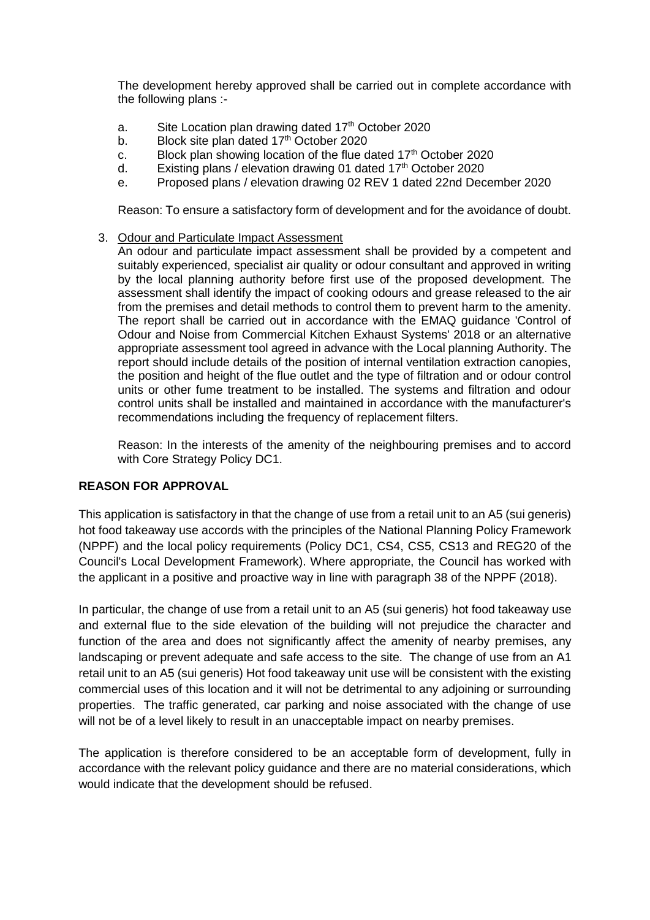The development hereby approved shall be carried out in complete accordance with the following plans :-

a. Site Location plan drawing dated 17th October 2020
b. Block site plan dated 17th October 2020
c. Block plan showing location of the flue dated 17th October 2020
d. Existing plans / elevation drawing 01 dated 17th October 2020
e. Proposed plans / elevation drawing 02 REV 1 dated 22nd December 2020

Reason: To ensure a satisfactory form of development and for the avoidance of doubt.

3. <u>Odour and Particulate Impact Assessment</u>
   An odour and particulate impact assessment shall be provided by a competent and suitably experienced, specialist air quality or odour consultant and approved in writing by the local planning authority before first use of the proposed development. The assessment shall identify the impact of cooking odours and grease released to the air from the premises and detail methods to control them to prevent harm to the amenity. The report shall be carried out in accordance with the EMAQ guidance 'Control of Odour and Noise from Commercial Kitchen Exhaust Systems' 2018 or an alternative appropriate assessment tool agreed in advance with the Local planning Authority. The report should include details of the position of internal ventilation extraction canopies, the position and height of the flue outlet and the type of filtration and or odour control units or other fume treatment to be installed. The systems and filtration and odour control units shall be installed and maintained in accordance with the manufacturer's recommendations including the frequency of replacement filters.

   Reason: In the interests of the amenity of the neighbouring premises and to accord with Core Strategy Policy DC1.

**REASON FOR APPROVAL**

This application is satisfactory in that the change of use from a retail unit to an A5 (sui generis) hot food takeaway use accords with the principles of the National Planning Policy Framework (NPPF) and the local policy requirements (Policy DC1, CS4, CS5, CS13 and REG20 of the Council's Local Development Framework). Where appropriate, the Council has worked with the applicant in a positive and proactive way in line with paragraph 38 of the NPPF (2018).

In particular, the change of use from a retail unit to an A5 (sui generis) hot food takeaway use and external flue to the side elevation of the building will not prejudice the character and function of the area and does not significantly affect the amenity of nearby premises, any landscaping or prevent adequate and safe access to the site. The change of use from an A1 retail unit to an A5 (sui generis) Hot food takeaway unit use will be consistent with the existing commercial uses of this location and it will not be detrimental to any adjoining or surrounding properties. The traffic generated, car parking and noise associated with the change of use will not be of a level likely to result in an unacceptable impact on nearby premises.

The application is therefore considered to be an acceptable form of development, fully in accordance with the relevant policy guidance and there are no material considerations, which would indicate that the development should be refused.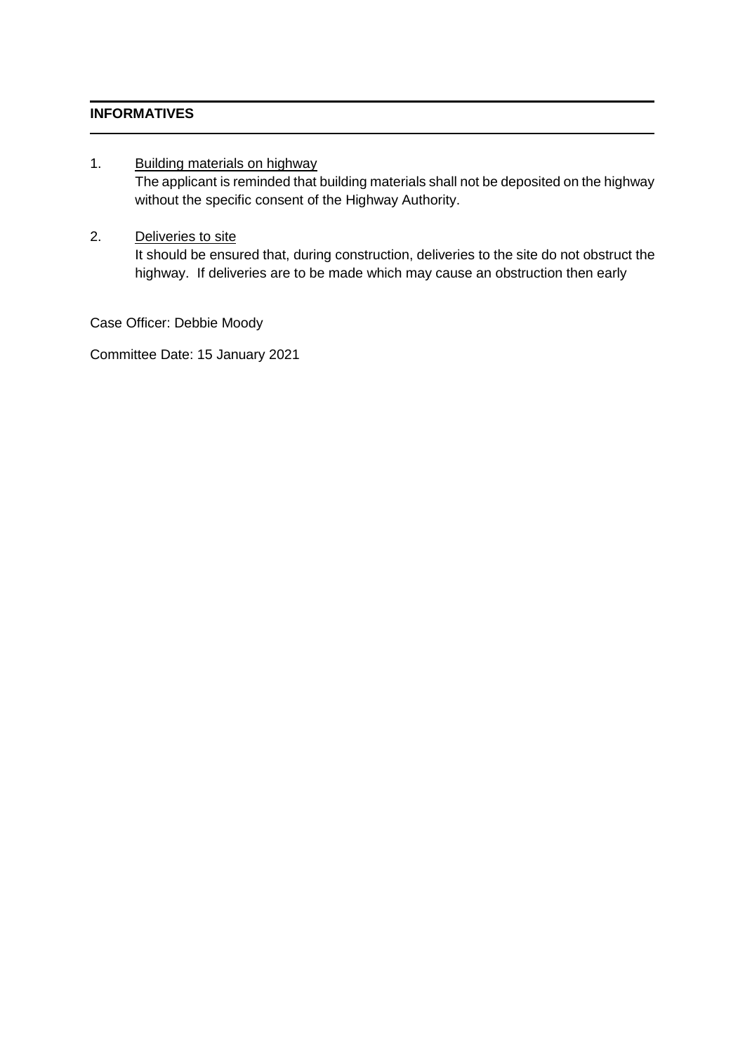**INFORMATIVES**

1. <u>Building materials on highway</u>
   The applicant is reminded that building materials shall not be deposited on the highway without the specific consent of the Highway Authority.

2. <u>Deliveries to site</u>
   It should be ensured that, during construction, deliveries to the site do not obstruct the highway. If deliveries are to be made which may cause an obstruction then early

Case Officer: Debbie Moody

Committee Date: 15 January 2021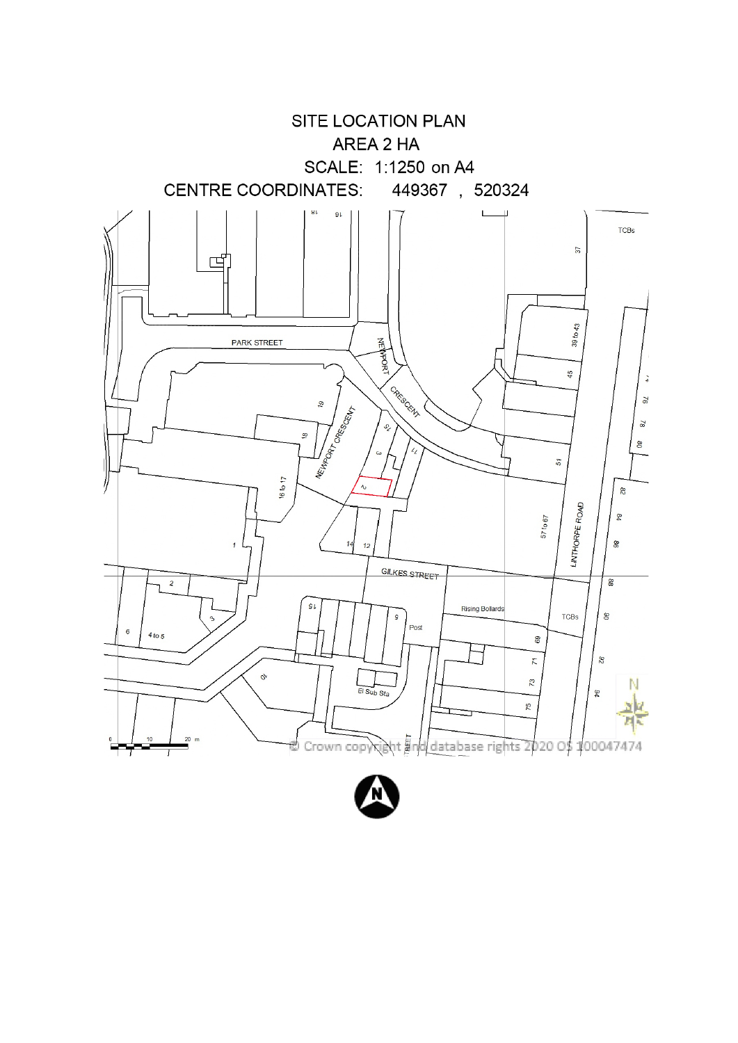# SITE LOCATION PLAN

AREA 2 HA

SCALE: 1:1250 on A4

CENTRE COORDINATES: 449367 , 520324

PARK STREET

NEWPORT CRESCENT

NEWPORT CRESCENT

GILKES STREET

LINTHORPE ROAD

Rising Bollards

TCBs

Post

El Sub Sta

0 10 20 m

© Crown copyright and database rights 2020 OS 100047474

N